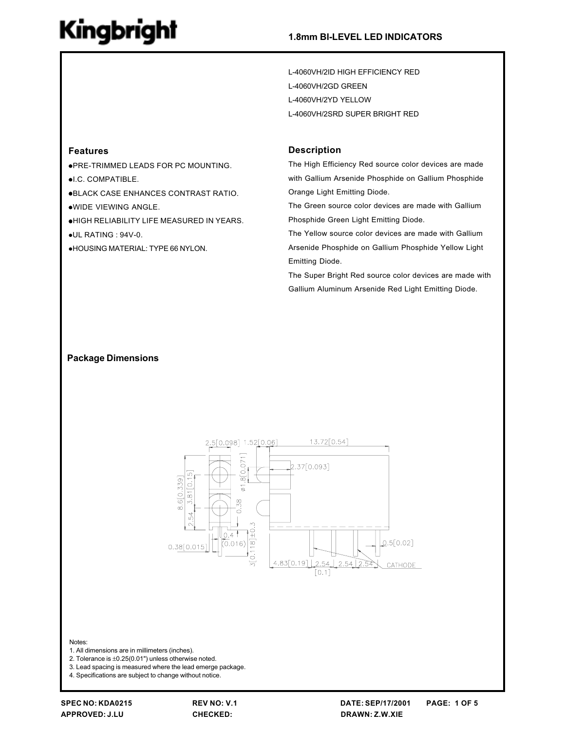# Kingbright

## 1.8mm BI-LEVEL LED INDICATORS

L-4060VH/2ID HIGH EFFICIENCY RED

L-4060VH/2GD GREEN

L-4060VH/2YD YELLOW

L-4060VH/2SRD SUPER BRIGHT RED

### Features

- PRE-TRIMMED LEADS FOR PC MOUNTING.
- I.C. COMPATIBLE.
- BLACK CASE ENHANCES CONTRAST RATIO.
- WIDE VIEWING ANGLE.
- HIGH RELIABILITY LIFE MEASURED IN YEARS.
- UL RATING : 94V-0.
- HOUSING MATERIAL: TYPE 66 NYLON.

### Description

The High Efficiency Red source color devices are made with Gallium Arsenide Phosphide on Gallium Phosphide Orange Light Emitting Diode.

The Green source color devices are made with Gallium Phosphide Green Light Emitting Diode.

The Yellow source color devices are made with Gallium Arsenide Phosphide on Gallium Phosphide Yellow Light Emitting Diode.

The Super Bright Red source color devices are made with Gallium Aluminum Arsenide Red Light Emitting Diode.

### Package Dimensions

Notes:

1. All dimensions are in millimeters (inches).
2. Tolerance is ±0.25(0.01") unless otherwise noted.
3. Lead spacing is measured where the lead emerge package.
4. Specifications are subject to change without notice.

SPEC NO: KDA0215 | REV NO: V.1 | DATE: SEP/17/2001

APPROVED: J.LU | CHECKED: | DRAWN: Z.W.XIE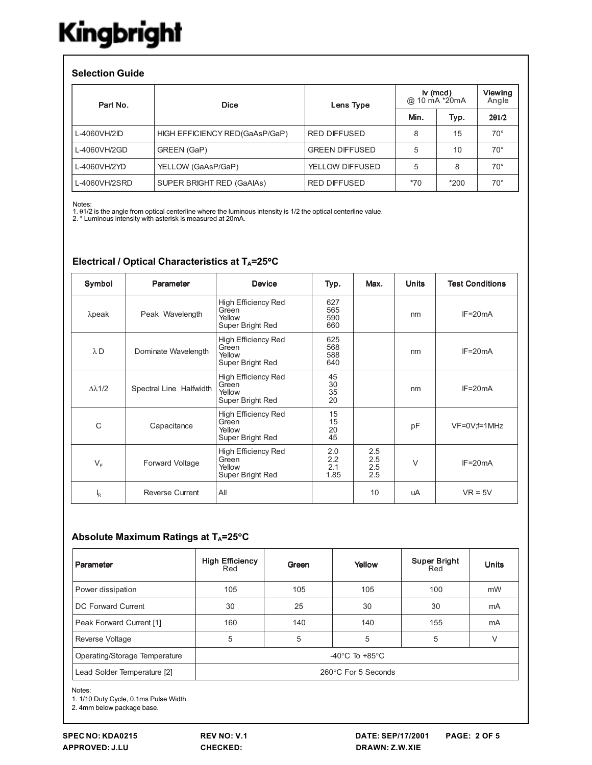Kingbright

## Selection Guide

| Part No. | Dice | Lens Type | Iv (mcd) @ 10 mA *20mA | | Viewing Angle |
|---|---|---|---|---|---|
| | | | Min. | Typ. | 2θ1/2 |
| L-4060VH/2ID | HIGH EFFICIENCY RED(GaAsP/GaP) | RED DIFFUSED | 8 | 15 | 70° |
| L-4060VH/2GD | GREEN (GaP) | GREEN DIFFUSED | 5 | 10 | 70° |
| L-4060VH/2YD | YELLOW (GaAsP/GaP) | YELLOW DIFFUSED | 5 | 8 | 70° |
| L-4060VH/2SRD | SUPER BRIGHT RED (GaAlAs) | RED DIFFUSED | *70 | *200 | 70° |

Notes:
1. θ1/2 is the angle from optical centerline where the luminous intensity is 1/2 the optical centerline value.
2. * Luminous intensity with asterisk is measured at 20mA.

## Electrical / Optical Characteristics at $T_A$=25°C

| Symbol | Parameter | Device | Typ. | Max. | Units | Test Conditions |
|---|---|---|---|---|---|---|
| λpeak | Peak Wavelength | High Efficiency Red<br>Green<br>Yellow<br>Super Bright Red | 627<br>565<br>590<br>660 | | nm | IF=20mA |
| λ D | Dominate Wavelength | High Efficiency Red<br>Green<br>Yellow<br>Super Bright Red | 625<br>568<br>588<br>640 | | nm | IF=20mA |
| Δλ1/2 | Spectral Line Halfwidth | High Efficiency Red<br>Green<br>Yellow<br>Super Bright Red | 45<br>30<br>35<br>20 | | nm | IF=20mA |
| C | Capacitance | High Efficiency Red<br>Green<br>Yellow<br>Super Bright Red | 15<br>15<br>20<br>45 | | pF | VF=0V;f=1MHz |
| $V_F$ | Forward Voltage | High Efficiency Red<br>Green<br>Yellow<br>Super Bright Red | 2.0<br>2.2<br>2.1<br>1.85 | 2.5<br>2.5<br>2.5<br>2.5 | V | IF=20mA |
| $I_R$ | Reverse Current | All | | 10 | uA | VR = 5V |

## Absolute Maximum Ratings at $T_A$=25°C

| Parameter | High Efficiency Red | Green | Yellow | Super Bright Red | Units |
|---|---|---|---|---|---|
| Power dissipation | 105 | 105 | 105 | 100 | mW |
| DC Forward Current | 30 | 25 | 30 | 30 | mA |
| Peak Forward Current [1] | 160 | 140 | 140 | 155 | mA |
| Reverse Voltage | 5 | 5 | 5 | 5 | V |
| Operating/Storage Temperature | -40°C To +85°C | | | | |
| Lead Solder Temperature [2] | 260°C For 5 Seconds | | | | |

Notes:
1. 1/10 Duty Cycle, 0.1ms Pulse Width.
2. 4mm below package base.

SPEC NO: KDA0215 REV NO: V.1 DATE: SEP/17/2001
APPROVED: J.LU CHECKED: DRAWN: Z.W.XIE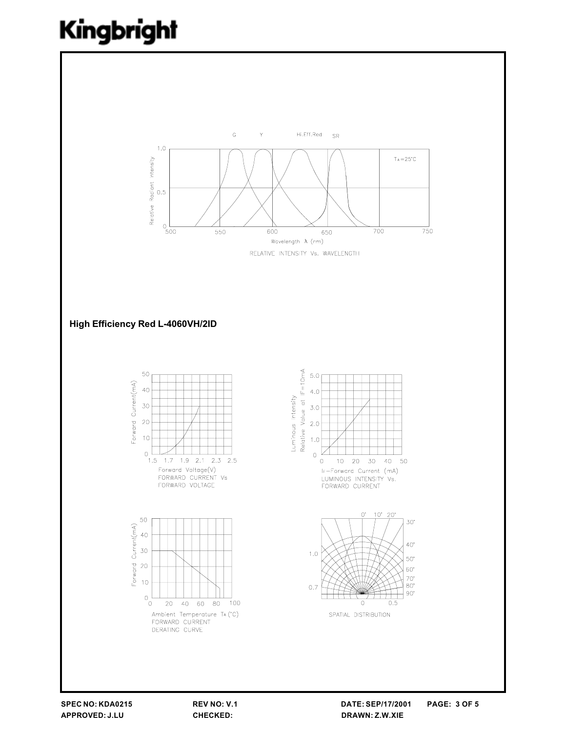RELATIVE INTENSITY Vs. WAVELENGTH

**High Efficiency Red L-4060VH/2ID**

FORWARD CURRENT Vs FORWARD VOLTAGE

LUMINOUS INTENSITY Vs. FORWARD CURRENT

FORWARD CURRENT DERATING CURVE

SPATIAL DISTRIBUTION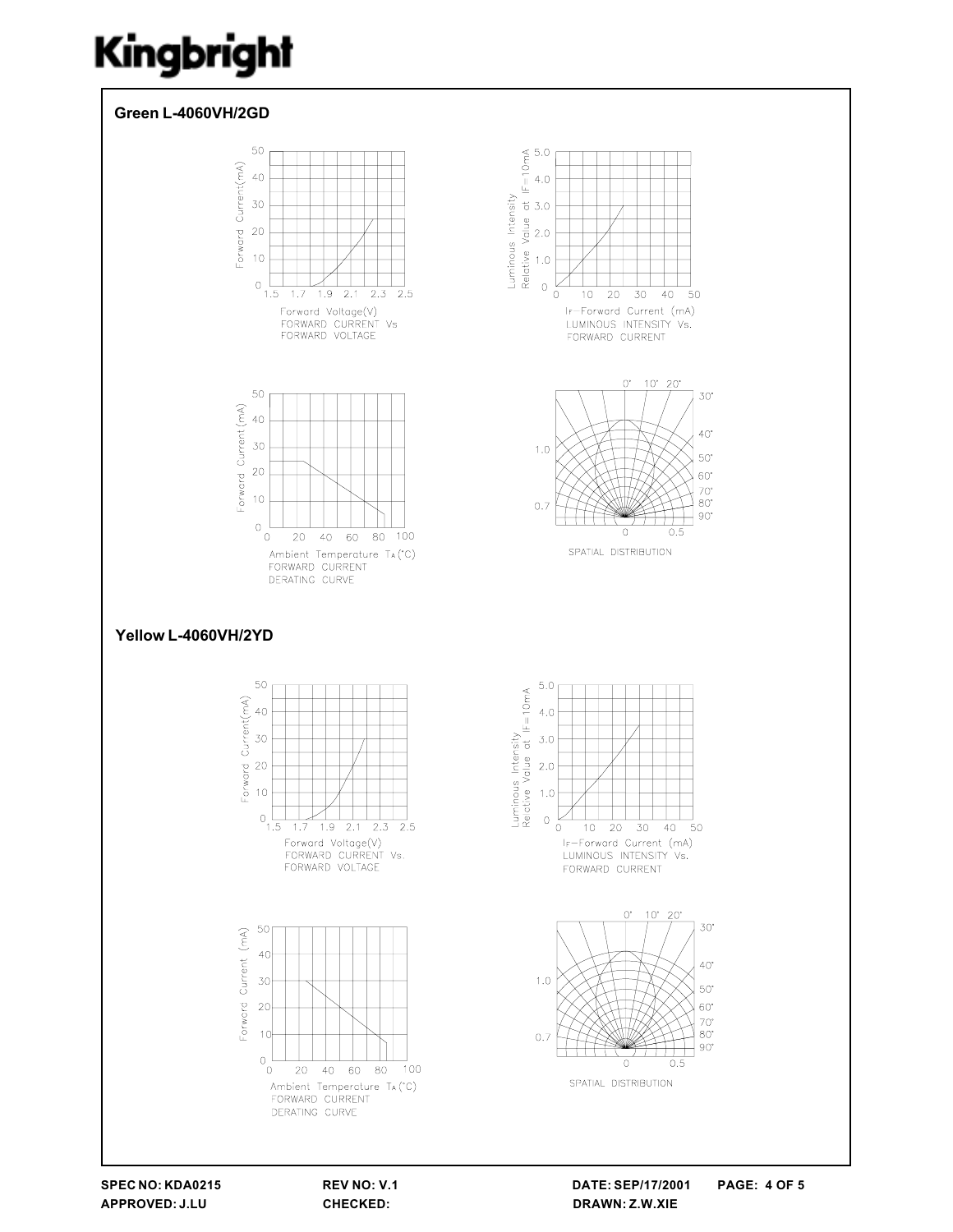## Green L-4060VH/2GD

Forward Current(mA)

Forward Voltage(V)
FORWARD CURRENT Vs
FORWARD VOLTAGE

Luminous Intensity
Relative Value at IF=10mA

IF-Forward Current (mA)
LUMINOUS INTENSITY Vs.
FORWARD CURRENT

Forward Current (mA)

Ambient Temperature $T_A$(°C)
FORWARD CURRENT
DERATING CURVE

SPATIAL DISTRIBUTION

## Yellow L-4060VH/2YD

Forward Current(mA)

Forward Voltage(V)
FORWARD CURRENT Vs.
FORWARD VOLTAGE

Luminous Intensity
Relative Value at IF=10mA

IF-Forward Current (mA)
LUMINOUS INTENSITY Vs.
FORWARD CURRENT

Forward Current (mA)

Ambient Temperature $T_A$(°C)
FORWARD CURRENT
DERATING CURVE

SPATIAL DISTRIBUTION

**SPEC NO: KDA0215** **REV NO: V.1** **DATE: SEP/17/2001**
**APPROVED: J.LU** **CHECKED:** **DRAWN: Z.W.XIE**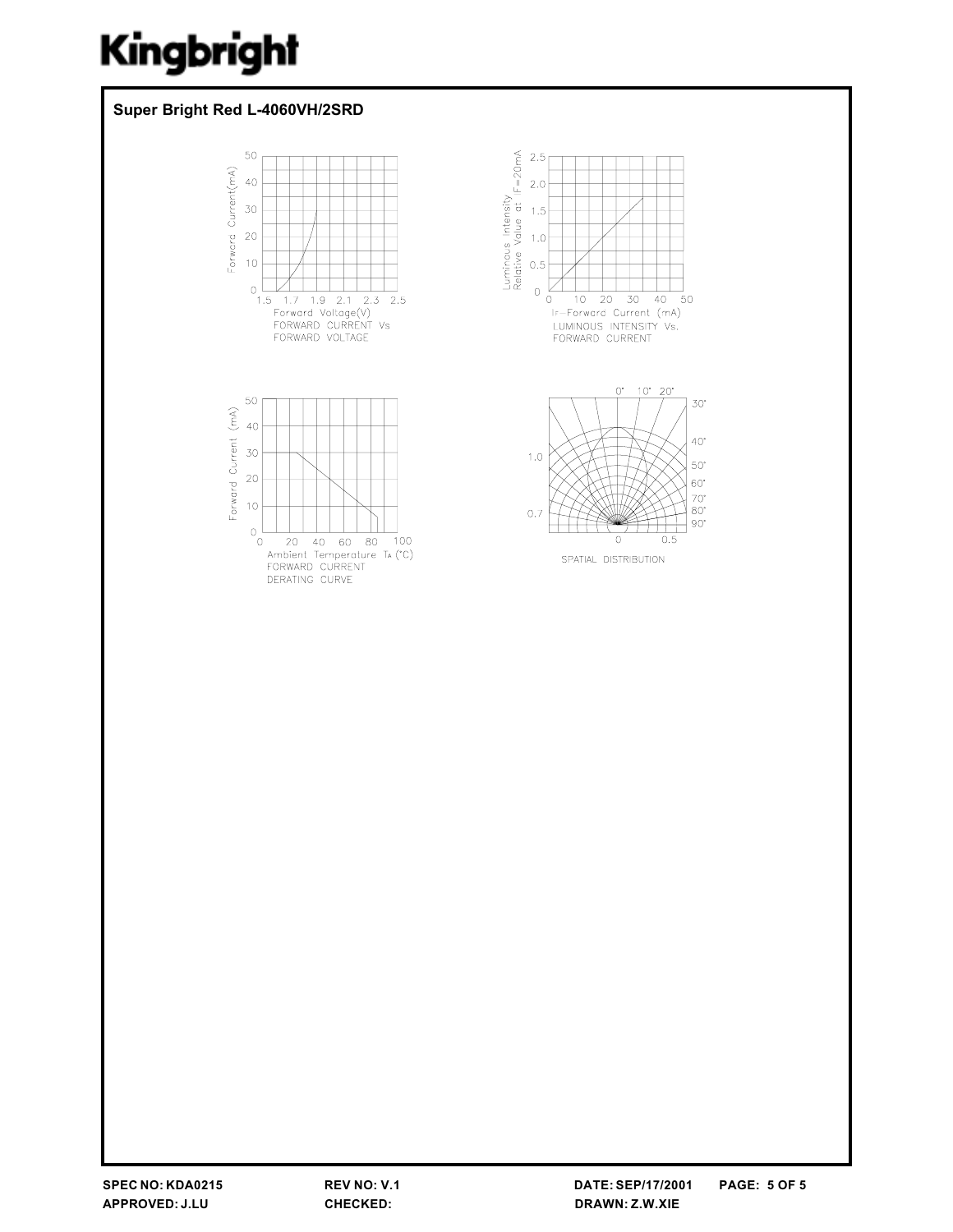## Super Bright Red L-4060VH/2SRD

Forward Current(mA)
50
40
30
20
10
0
1.5 1.7 1.9 2.1 2.3 2.5
Forward Voltage(V)
FORWARD CURRENT Vs
FORWARD VOLTAGE

Luminous Intensity
Relative Value at IF=20mA
2.5
2.0
1.5
1.0
0.5
0
0 10 20 30 40 50
IF-Forward Current (mA)
LUMINOUS INTENSITY Vs.
FORWARD CURRENT

Forward Current (mA)
50
40
30
20
10
0
0 20 40 60 80 100
Ambient Temperature TA (°C)
FORWARD CURRENT
DERATING CURVE

0° 10° 20°
30°
40°
50°
60°
70°
80°
90°
1.0
0.7
0 0.5
SPATIAL DISTRIBUTION

**SPEC NO: KDA0215** **REV NO: V.1** **DATE: SEP/17/2001**
**APPROVED: J.LU** **CHECKED:** **DRAWN: Z.W.XIE**